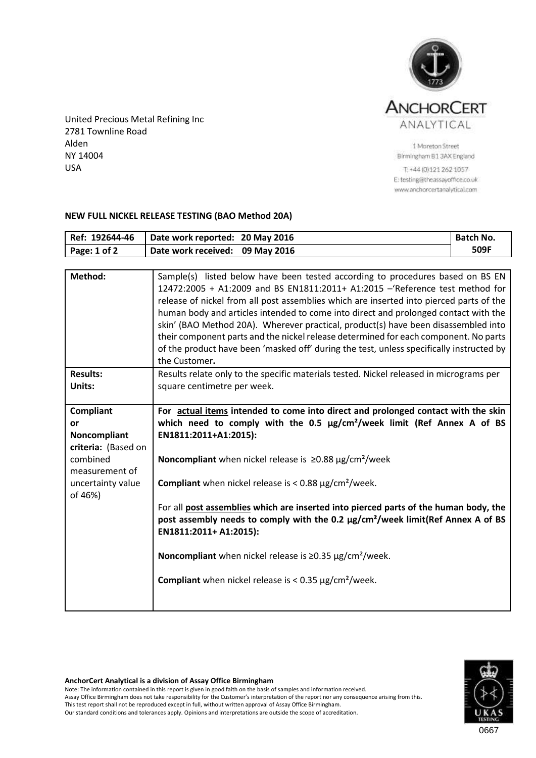United Precious Metal Refining Inc
2781 Townline Road
Alden
NY 14004
USA

**ANCHORCERT**
ANALYTICAL

1 Moreton Street
Birmingham B1 3AX England
T: +44 (0)121 262 1057
E: testing@theassayoffice.co.uk
www.anchorcertanalytical.com

**NEW FULL NICKEL RELEASE TESTING (BAO Method 20A)**

| **Ref: 192644-46** | **Date work reported: 20 May 2016** | **Batch No.** |
|---|---|---|
| **Page: 1 of 2** | **Date work received: 09 May 2016** | **509F** |

| | |
|---|---|
| **Method:** | Sample(s) listed below have been tested according to procedures based on BS EN 12472:2005 + A1:2009 and BS EN1811:2011+ A1:2015 –'Reference test method for release of nickel from all post assemblies which are inserted into pierced parts of the human body and articles intended to come into direct and prolonged contact with the skin' (BAO Method 20A). Wherever practical, product(s) have been disassembled into their component parts and the nickel release determined for each component. No parts of the product have been 'masked off' during the test, unless specifically instructed by the Customer**.** |
| **Results:** **Units:** | Results relate only to the specific materials tested. Nickel released in micrograms per square centimetre per week. |
| **Compliant or Noncompliant criteria:** (Based on combined measurement of uncertainty value of 46%) | **For actual items intended to come into direct and prolonged contact with the skin which need to comply with the 0.5 µg/cm²/week limit (Ref Annex A of BS EN1811:2011+A1:2015):** <br><br> **Noncompliant** when nickel release is ≥0.88 µg/cm²/week <br><br> **Compliant** when nickel release is < 0.88 µg/cm²/week. <br><br> For all **post assemblies which are inserted into pierced parts of the human body, the post assembly needs to comply with the 0.2 µg/cm²/week limit(Ref Annex A of BS EN1811:2011+ A1:2015):** <br><br> **Noncompliant** when nickel release is ≥0.35 µg/cm²/week. <br><br> **Compliant** when nickel release is < 0.35 µg/cm²/week. |

**AnchorCert Analytical is a division of Assay Office Birmingham**
Note: The information contained in this report is given in good faith on the basis of samples and information received.
Assay Office Birmingham does not take responsibility for the Customer's interpretation of the report nor any consequence arising from this.
This test report shall not be reproduced except in full, without written approval of Assay Office Birmingham.
Our standard conditions and tolerances apply. Opinions and interpretations are outside the scope of accreditation.

UKAS TESTING
0667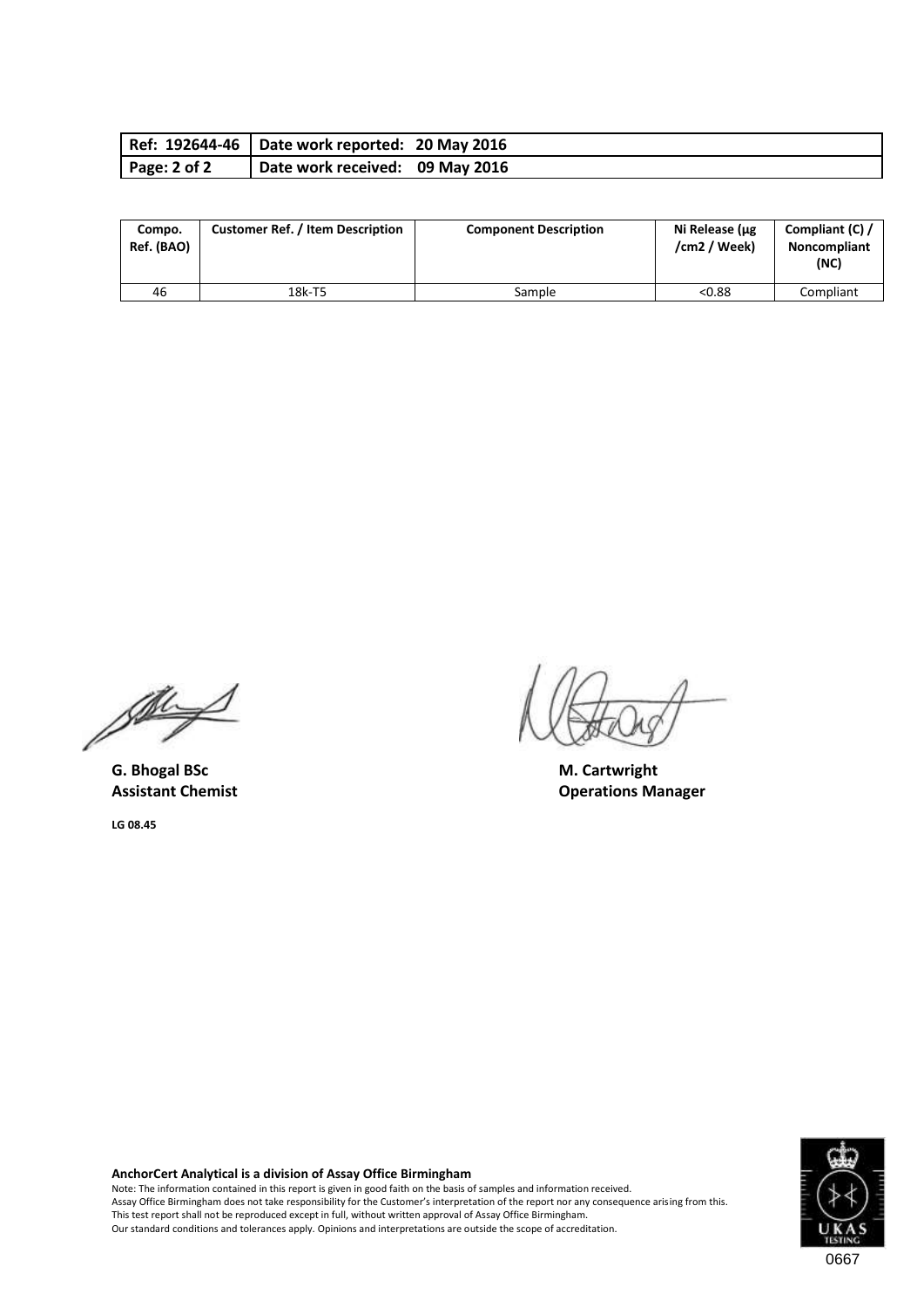| Ref: 192644-46 | Date work reported: 20 May 2016 |
|---|---|
| Page: 2 of 2 | Date work received: 09 May 2016 |

| Compo. Ref. (BAO) | Customer Ref. / Item Description | Component Description | Ni Release (µg /cm2 / Week) | Compliant (C) / Noncompliant (NC) |
|---|---|---|---|---|
| 46 | 18k-T5 | Sample | <0.88 | Compliant |

**G. Bhogal BSc**
**Assistant Chemist**

**M. Cartwright**
**Operations Manager**

**LG 08.45**

**AnchorCert Analytical is a division of Assay Office Birmingham**
Note: The information contained in this report is given in good faith on the basis of samples and information received.
Assay Office Birmingham does not take responsibility for the Customer's interpretation of the report nor any consequence arising from this.
This test report shall not be reproduced except in full, without written approval of Assay Office Birmingham.
Our standard conditions and tolerances apply. Opinions and interpretations are outside the scope of accreditation.

UKAS TESTING
0667